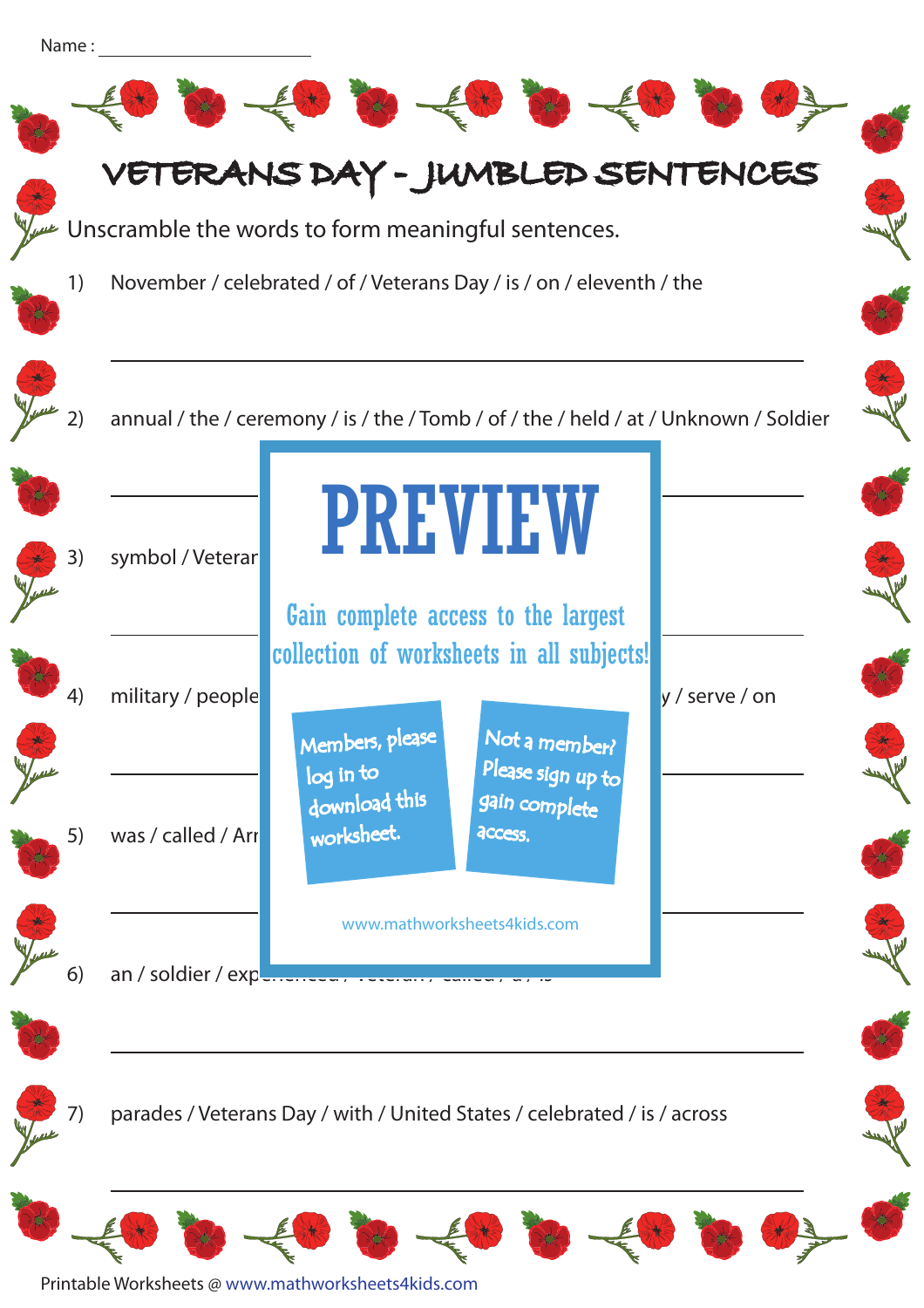Name : ______________________

# VETERANS DAY - JUMBLED SENTENCES

Unscramble the words to form meaningful sentences.

1) November / celebrated / of / Veterans Day / is / on / eleventh / the

______________________________________________

2) annual / the / ceremony / is / the / Tomb / of / the / held / at / Unknown / Soldier

______________________________________________

3) symbol / Veterar

______________________________________________

4) military / people ... y / serve / on

______________________________________________

5) was / called / Arr

______________________________________________

6) an / soldier / exp

______________________________________________

7) parades / Veterans Day / with / United States / celebrated / is / across

______________________________________________

PREVIEW

Gain complete access to the largest collection of worksheets in all subjects!

Members, please log in to download this worksheet.

Not a member? Please sign up to gain complete access.

www.mathworksheets4kids.com

Printable Worksheets @ www.mathworksheets4kids.com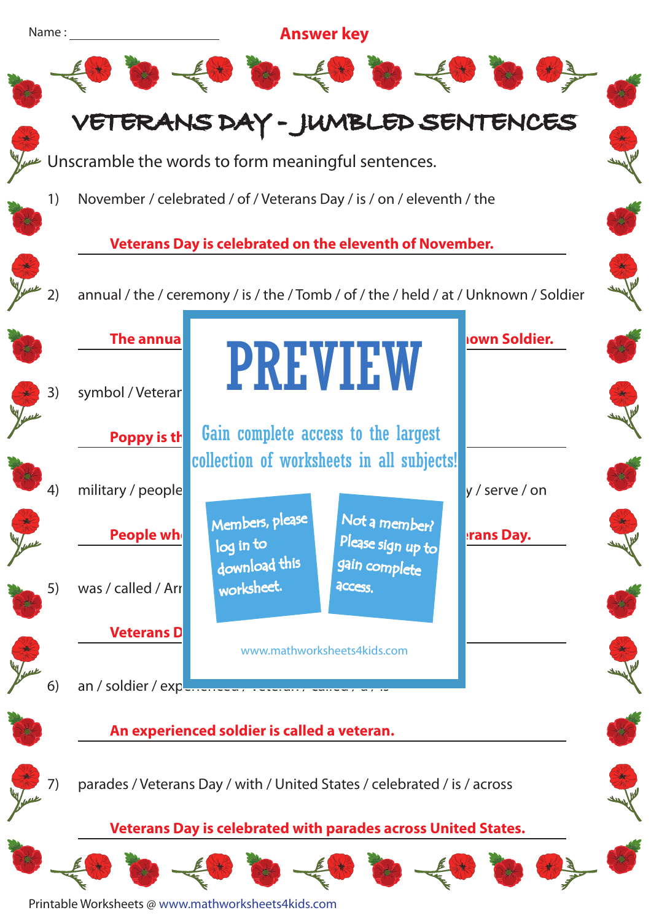Name : ______________________ **Answer key**

# VETERANS DAY - JUMBLED SENTENCES

Unscramble the words to form meaningful sentences.

1) November / celebrated / of / Veterans Day / is / on / eleventh / the

**Veterans Day is celebrated on the eleventh of November.**

2) annual / the / ceremony / is / the / Tomb / of / the / held / at / Unknown / Soldier

**The annua** ... **own Soldier.**

3) symbol / Veterar ...

**Poppy is th** ...

4) military / people ... y / serve / on

**People wh** ... **erans Day.**

5) was / called / Arr ...

**Veterans D** ...

PREVIEW

Gain complete access to the largest collection of worksheets in all subjects!

Members, please log in to download this worksheet.

Not a member? Please sign up to gain complete access.

www.mathworksheets4kids.com

6) an / soldier / exp...

**An experienced soldier is called a veteran.**

7) parades / Veterans Day / with / United States / celebrated / is / across

**Veterans Day is celebrated with parades across United States.**

Printable Worksheets @ www.mathworksheets4kids.com